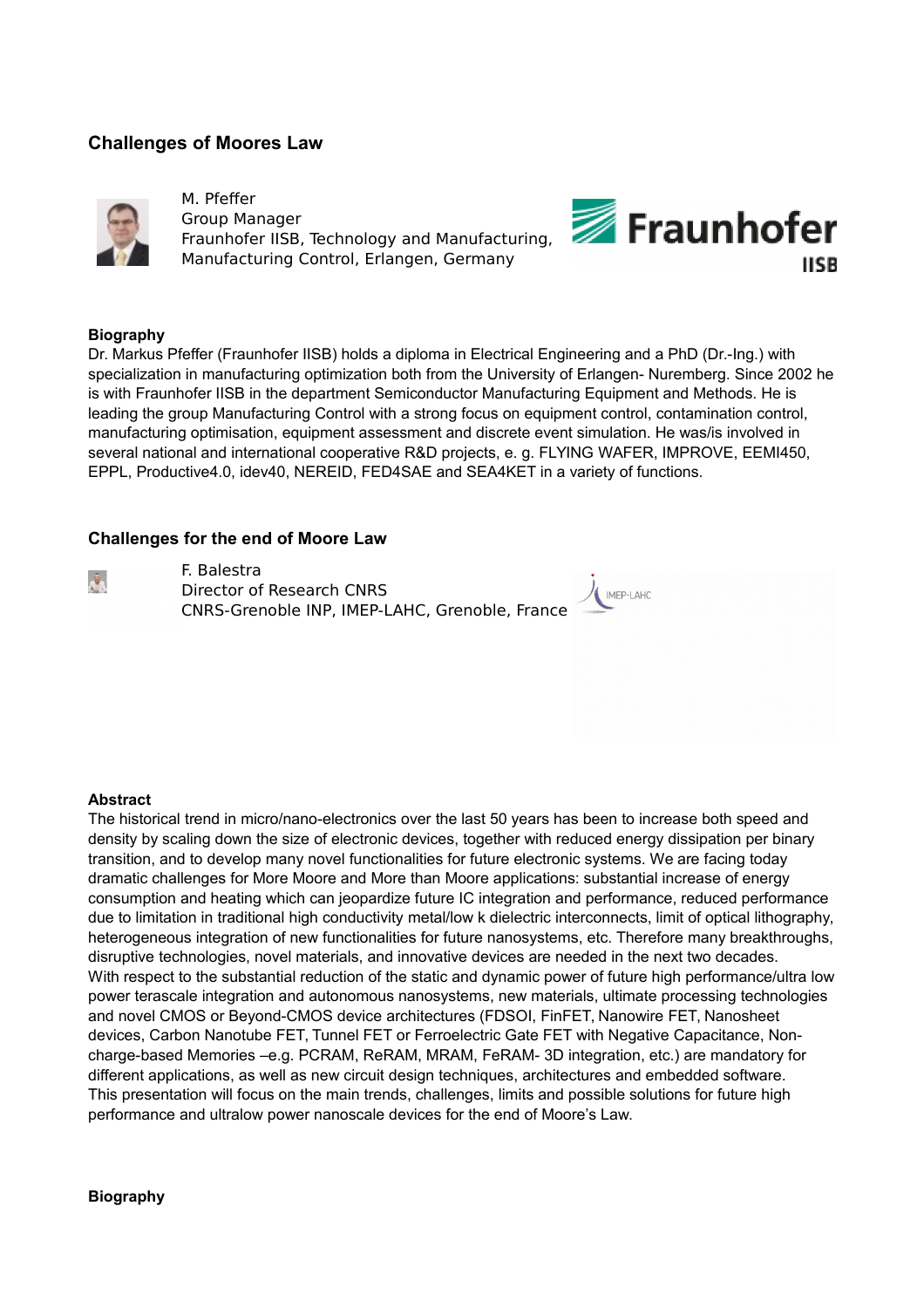## Challenges of Moores Law

M. Pfeffer
Group Manager
Fraunhofer IISB, Technology and Manufacturing, Manufacturing Control, Erlangen, Germany

### Biography

Dr. Markus Pfeffer (Fraunhofer IISB) holds a diploma in Electrical Engineering and a PhD (Dr.-Ing.) with specialization in manufacturing optimization both from the University of Erlangen- Nuremberg. Since 2002 he is with Fraunhofer IISB in the department Semiconductor Manufacturing Equipment and Methods. He is leading the group Manufacturing Control with a strong focus on equipment control, contamination control, manufacturing optimisation, equipment assessment and discrete event simulation. He was/is involved in several national and international cooperative R&D projects, e. g. FLYING WAFER, IMPROVE, EEMI450, EPPL, Productive4.0, idev40, NEREID, FED4SAE and SEA4KET in a variety of functions.

## Challenges for the end of Moore Law

F. Balestra
Director of Research CNRS
CNRS-Grenoble INP, IMEP-LAHC, Grenoble, France

### Abstract

The historical trend in micro/nano-electronics over the last 50 years has been to increase both speed and density by scaling down the size of electronic devices, together with reduced energy dissipation per binary transition, and to develop many novel functionalities for future electronic systems. We are facing today dramatic challenges for More Moore and More than Moore applications: substantial increase of energy consumption and heating which can jeopardize future IC integration and performance, reduced performance due to limitation in traditional high conductivity metal/low k dielectric interconnects, limit of optical lithography, heterogeneous integration of new functionalities for future nanosystems, etc. Therefore many breakthroughs, disruptive technologies, novel materials, and innovative devices are needed in the next two decades.
With respect to the substantial reduction of the static and dynamic power of future high performance/ultra low power terascale integration and autonomous nanosystems, new materials, ultimate processing technologies and novel CMOS or Beyond-CMOS device architectures (FDSOI, FinFET, Nanowire FET, Nanosheet devices, Carbon Nanotube FET, Tunnel FET or Ferroelectric Gate FET with Negative Capacitance, Non-charge-based Memories –e.g. PCRAM, ReRAM, MRAM, FeRAM- 3D integration, etc.) are mandatory for different applications, as well as new circuit design techniques, architectures and embedded software.
This presentation will focus on the main trends, challenges, limits and possible solutions for future high performance and ultralow power nanoscale devices for the end of Moore's Law.

### Biography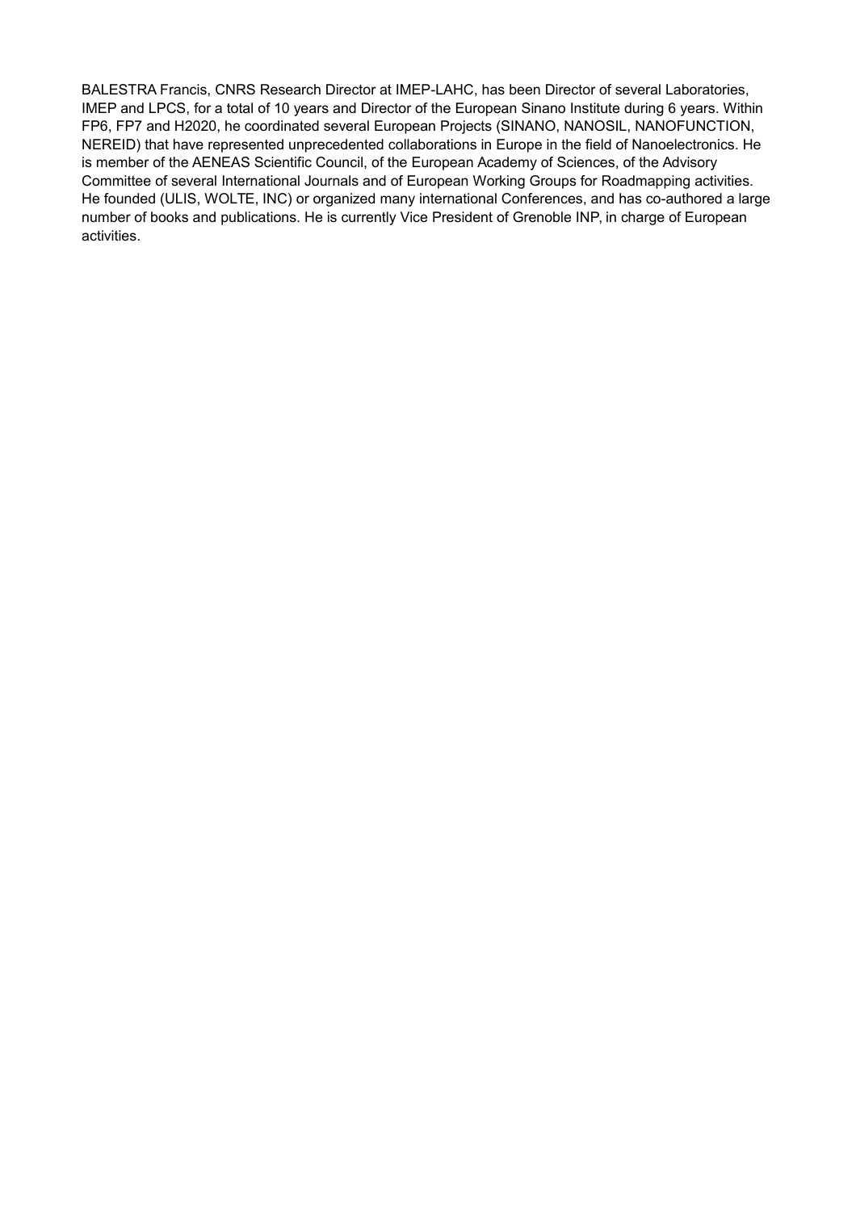BALESTRA Francis, CNRS Research Director at IMEP-LAHC, has been Director of several Laboratories, IMEP and LPCS, for a total of 10 years and Director of the European Sinano Institute during 6 years. Within FP6, FP7 and H2020, he coordinated several European Projects (SINANO, NANOSIL, NANOFUNCTION, NEREID) that have represented unprecedented collaborations in Europe in the field of Nanoelectronics. He is member of the AENEAS Scientific Council, of the European Academy of Sciences, of the Advisory Committee of several International Journals and of European Working Groups for Roadmapping activities. He founded (ULIS, WOLTE, INC) or organized many international Conferences, and has co-authored a large number of books and publications. He is currently Vice President of Grenoble INP, in charge of European activities.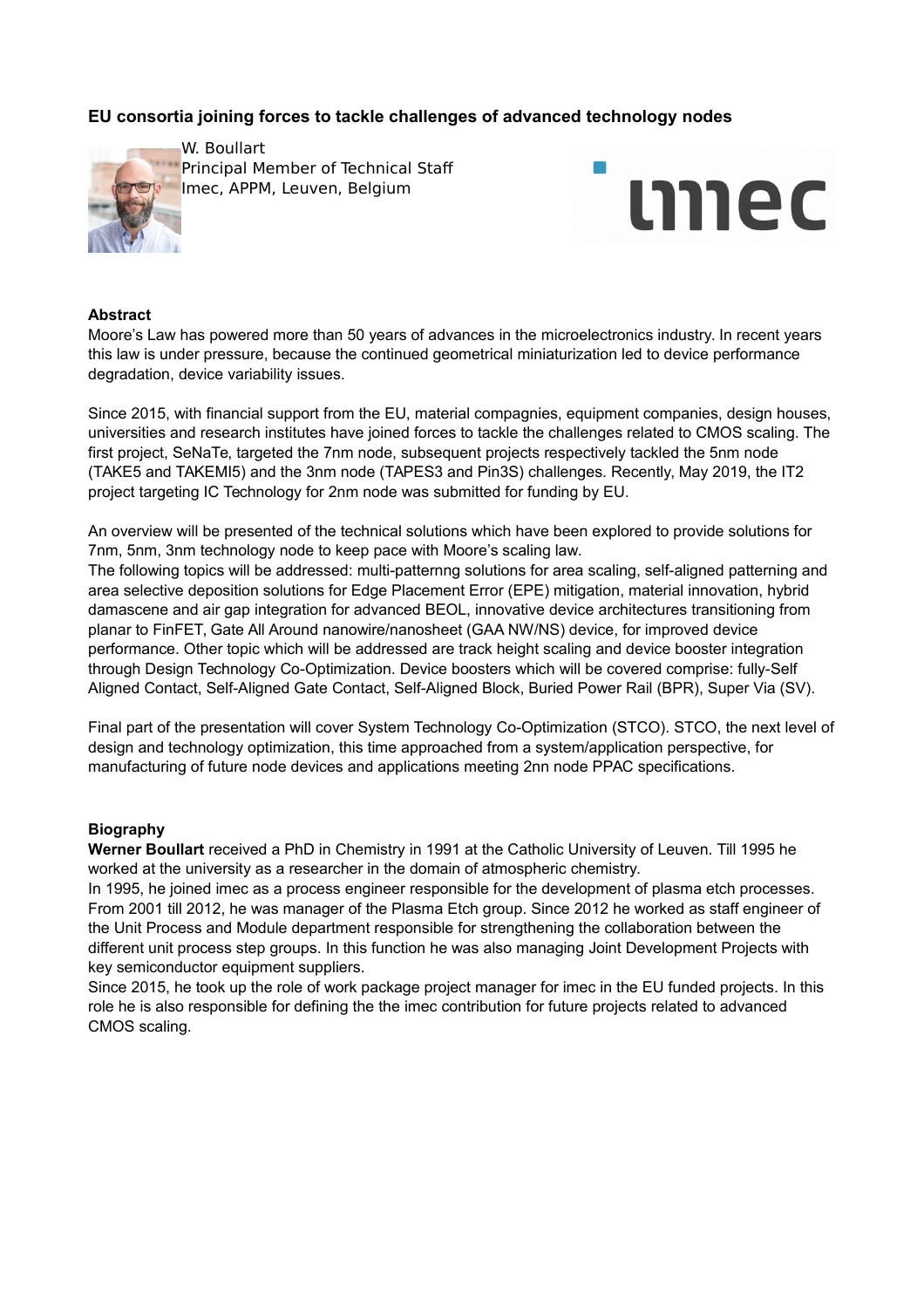## EU consortia joining forces to tackle challenges of advanced technology nodes

W. Boullart
Principal Member of Technical Staff
Imec, APPM, Leuven, Belgium

### Abstract

Moore's Law has powered more than 50 years of advances in the microelectronics industry. In recent years this law is under pressure, because the continued geometrical miniaturization led to device performance degradation, device variability issues.

Since 2015, with financial support from the EU, material compagnies, equipment companies, design houses, universities and research institutes have joined forces to tackle the challenges related to CMOS scaling. The first project, SeNaTe, targeted the 7nm node, subsequent projects respectively tackled the 5nm node (TAKE5 and TAKEMI5) and the 3nm node (TAPES3 and Pin3S) challenges. Recently, May 2019, the IT2 project targeting IC Technology for 2nm node was submitted for funding by EU.

An overview will be presented of the technical solutions which have been explored to provide solutions for 7nm, 5nm, 3nm technology node to keep pace with Moore's scaling law.
The following topics will be addressed: multi-patternng solutions for area scaling, self-aligned patterning and area selective deposition solutions for Edge Placement Error (EPE) mitigation, material innovation, hybrid damascene and air gap integration for advanced BEOL, innovative device architectures transitioning from planar to FinFET, Gate All Around nanowire/nanosheet (GAA NW/NS) device, for improved device performance. Other topic which will be addressed are track height scaling and device booster integration through Design Technology Co-Optimization. Device boosters which will be covered comprise: fully-Self Aligned Contact, Self-Aligned Gate Contact, Self-Aligned Block, Buried Power Rail (BPR), Super Via (SV).

Final part of the presentation will cover System Technology Co-Optimization (STCO). STCO, the next level of design and technology optimization, this time approached from a system/application perspective, for manufacturing of future node devices and applications meeting 2nn node PPAC specifications.

### Biography

**Werner Boullart** received a PhD in Chemistry in 1991 at the Catholic University of Leuven. Till 1995 he worked at the university as a researcher in the domain of atmospheric chemistry.
In 1995, he joined imec as a process engineer responsible for the development of plasma etch processes. From 2001 till 2012, he was manager of the Plasma Etch group. Since 2012 he worked as staff engineer of the Unit Process and Module department responsible for strengthening the collaboration between the different unit process step groups. In this function he was also managing Joint Development Projects with key semiconductor equipment suppliers.
Since 2015, he took up the role of work package project manager for imec in the EU funded projects. In this role he is also responsible for defining the the imec contribution for future projects related to advanced CMOS scaling.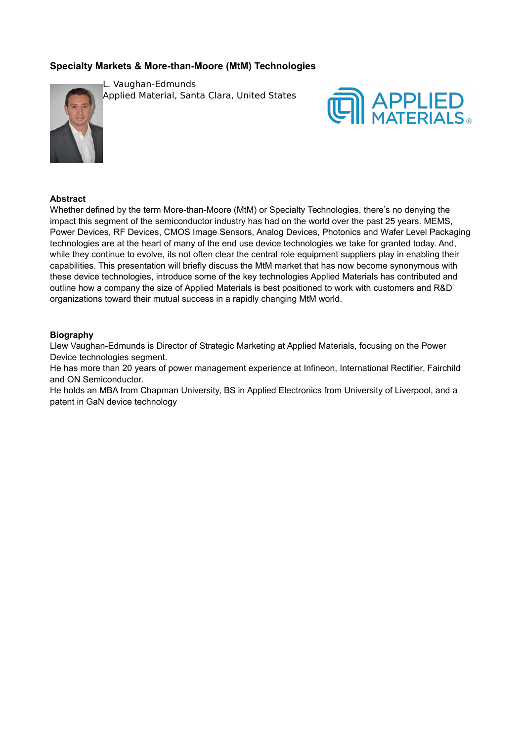## Specialty Markets & More-than-Moore (MtM) Technologies

L. Vaughan-Edmunds
Applied Material, Santa Clara, United States

### Abstract

Whether defined by the term More-than-Moore (MtM) or Specialty Technologies, there's no denying the impact this segment of the semiconductor industry has had on the world over the past 25 years. MEMS, Power Devices, RF Devices, CMOS Image Sensors, Analog Devices, Photonics and Wafer Level Packaging technologies are at the heart of many of the end use device technologies we take for granted today. And, while they continue to evolve, its not often clear the central role equipment suppliers play in enabling their capabilities. This presentation will briefly discuss the MtM market that has now become synonymous with these device technologies, introduce some of the key technologies Applied Materials has contributed and outline how a company the size of Applied Materials is best positioned to work with customers and R&D organizations toward their mutual success in a rapidly changing MtM world.

### Biography

Llew Vaughan-Edmunds is Director of Strategic Marketing at Applied Materials, focusing on the Power Device technologies segment.

He has more than 20 years of power management experience at Infineon, International Rectifier, Fairchild and ON Semiconductor.

He holds an MBA from Chapman University, BS in Applied Electronics from University of Liverpool, and a patent in GaN device technology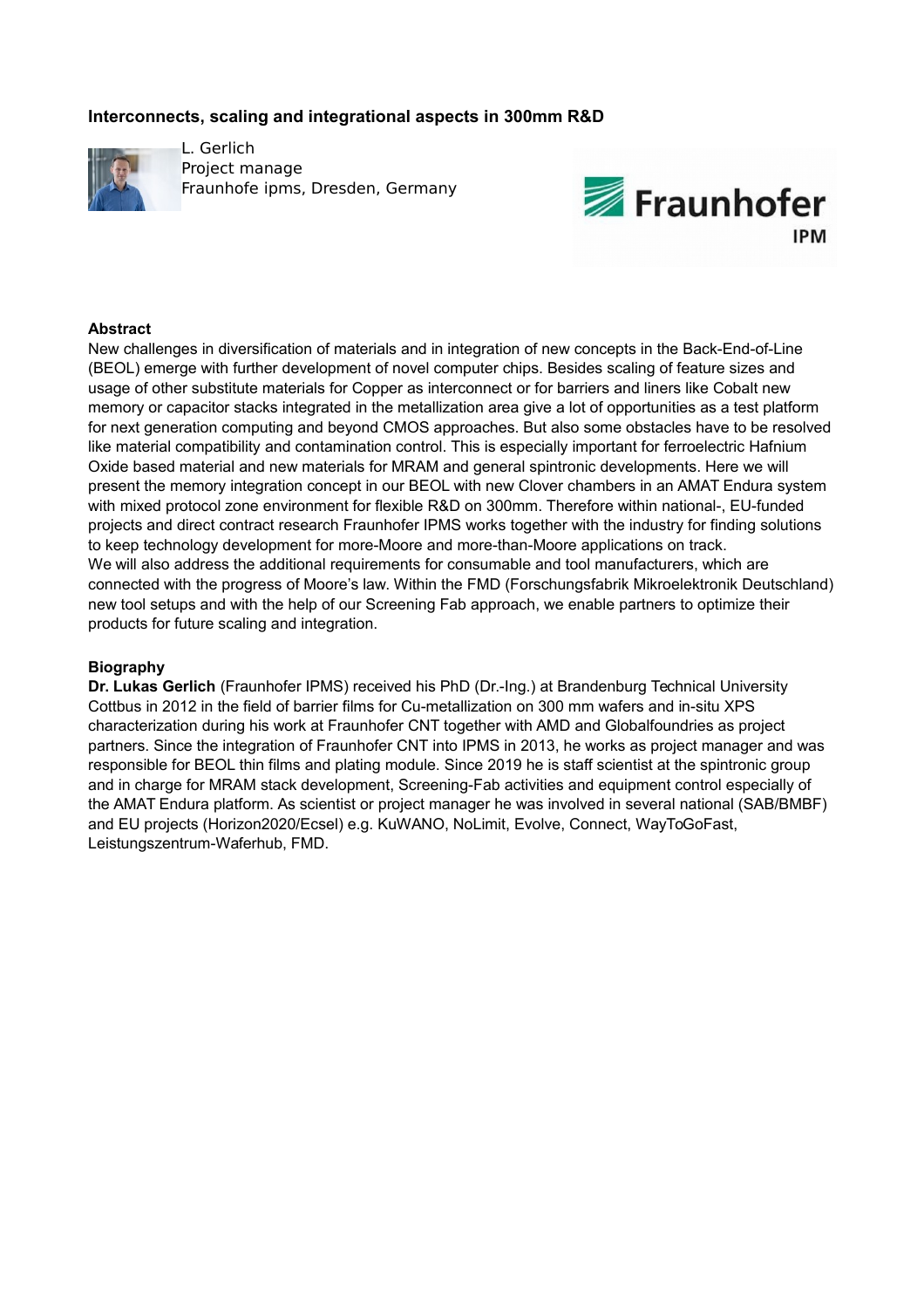## Interconnects, scaling and integrational aspects in 300mm R&D

L. Gerlich
Project manage
Fraunhofe ipms, Dresden, Germany

### Abstract

New challenges in diversification of materials and in integration of new concepts in the Back-End-of-Line (BEOL) emerge with further development of novel computer chips. Besides scaling of feature sizes and usage of other substitute materials for Copper as interconnect or for barriers and liners like Cobalt new memory or capacitor stacks integrated in the metallization area give a lot of opportunities as a test platform for next generation computing and beyond CMOS approaches. But also some obstacles have to be resolved like material compatibility and contamination control. This is especially important for ferroelectric Hafnium Oxide based material and new materials for MRAM and general spintronic developments. Here we will present the memory integration concept in our BEOL with new Clover chambers in an AMAT Endura system with mixed protocol zone environment for flexible R&D on 300mm. Therefore within national-, EU-funded projects and direct contract research Fraunhofer IPMS works together with the industry for finding solutions to keep technology development for more-Moore and more-than-Moore applications on track.
We will also address the additional requirements for consumable and tool manufacturers, which are connected with the progress of Moore's law. Within the FMD (Forschungsfabrik Mikroelektronik Deutschland) new tool setups and with the help of our Screening Fab approach, we enable partners to optimize their products for future scaling and integration.

### Biography

**Dr. Lukas Gerlich** (Fraunhofer IPMS) received his PhD (Dr.-Ing.) at Brandenburg Technical University Cottbus in 2012 in the field of barrier films for Cu-metallization on 300 mm wafers and in-situ XPS characterization during his work at Fraunhofer CNT together with AMD and Globalfoundries as project partners. Since the integration of Fraunhofer CNT into IPMS in 2013, he works as project manager and was responsible for BEOL thin films and plating module. Since 2019 he is staff scientist at the spintronic group and in charge for MRAM stack development, Screening-Fab activities and equipment control especially of the AMAT Endura platform. As scientist or project manager he was involved in several national (SAB/BMBF) and EU projects (Horizon2020/Ecsel) e.g. KuWANO, NoLimit, Evolve, Connect, WayToGoFast, Leistungszentrum-Waferhub, FMD.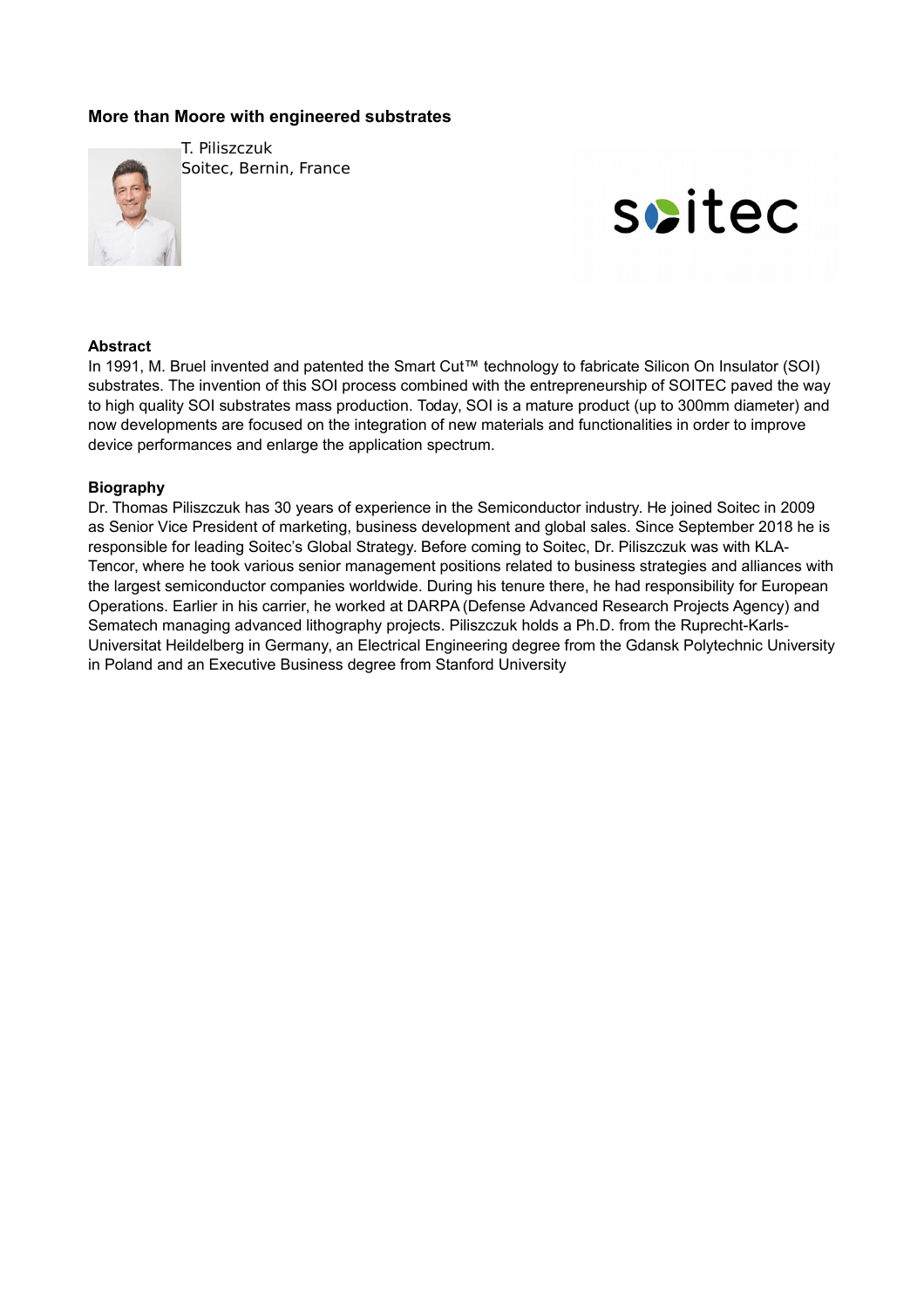## More than Moore with engineered substrates

T. Piliszczuk
Soitec, Bernin, France

### Abstract

In 1991, M. Bruel invented and patented the Smart Cut™ technology to fabricate Silicon On Insulator (SOI) substrates. The invention of this SOI process combined with the entrepreneurship of SOITEC paved the way to high quality SOI substrates mass production. Today, SOI is a mature product (up to 300mm diameter) and now developments are focused on the integration of new materials and functionalities in order to improve device performances and enlarge the application spectrum.

### Biography

Dr. Thomas Piliszczuk has 30 years of experience in the Semiconductor industry. He joined Soitec in 2009 as Senior Vice President of marketing, business development and global sales. Since September 2018 he is responsible for leading Soitec's Global Strategy. Before coming to Soitec, Dr. Piliszczuk was with KLA-Tencor, where he took various senior management positions related to business strategies and alliances with the largest semiconductor companies worldwide. During his tenure there, he had responsibility for European Operations. Earlier in his carrier, he worked at DARPA (Defense Advanced Research Projects Agency) and Sematech managing advanced lithography projects. Piliszczuk holds a Ph.D. from the Ruprecht-Karls-Universitat Heildelberg in Germany, an Electrical Engineering degree from the Gdansk Polytechnic University in Poland and an Executive Business degree from Stanford University